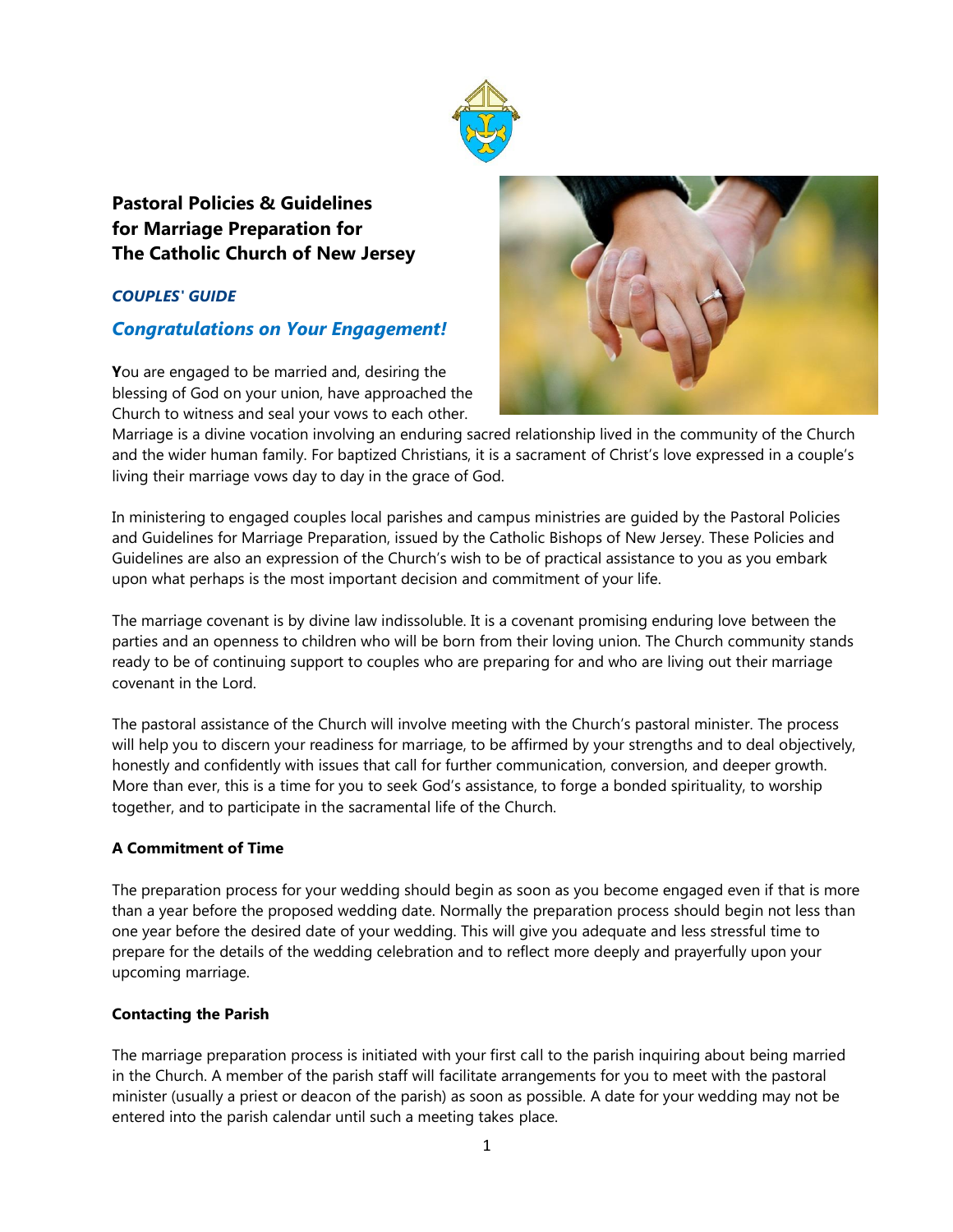# Pastoral Policies & Guidelines for Marriage Preparation for The Catholic Church of New Jersey

***COUPLES' GUIDE***

## *Congratulations on Your Engagement!*

**Y**ou are engaged to be married and, desiring the blessing of God on your union, have approached the Church to witness and seal your vows to each other. Marriage is a divine vocation involving an enduring sacred relationship lived in the community of the Church and the wider human family. For baptized Christians, it is a sacrament of Christ's love expressed in a couple's living their marriage vows day to day in the grace of God.

In ministering to engaged couples local parishes and campus ministries are guided by the Pastoral Policies and Guidelines for Marriage Preparation, issued by the Catholic Bishops of New Jersey. These Policies and Guidelines are also an expression of the Church's wish to be of practical assistance to you as you embark upon what perhaps is the most important decision and commitment of your life.

The marriage covenant is by divine law indissoluble. It is a covenant promising enduring love between the parties and an openness to children who will be born from their loving union. The Church community stands ready to be of continuing support to couples who are preparing for and who are living out their marriage covenant in the Lord.

The pastoral assistance of the Church will involve meeting with the Church's pastoral minister. The process will help you to discern your readiness for marriage, to be affirmed by your strengths and to deal objectively, honestly and confidently with issues that call for further communication, conversion, and deeper growth. More than ever, this is a time for you to seek God's assistance, to forge a bonded spirituality, to worship together, and to participate in the sacramental life of the Church.

### A Commitment of Time

The preparation process for your wedding should begin as soon as you become engaged even if that is more than a year before the proposed wedding date. Normally the preparation process should begin not less than one year before the desired date of your wedding. This will give you adequate and less stressful time to prepare for the details of the wedding celebration and to reflect more deeply and prayerfully upon your upcoming marriage.

### Contacting the Parish

The marriage preparation process is initiated with your first call to the parish inquiring about being married in the Church. A member of the parish staff will facilitate arrangements for you to meet with the pastoral minister (usually a priest or deacon of the parish) as soon as possible. A date for your wedding may not be entered into the parish calendar until such a meeting takes place.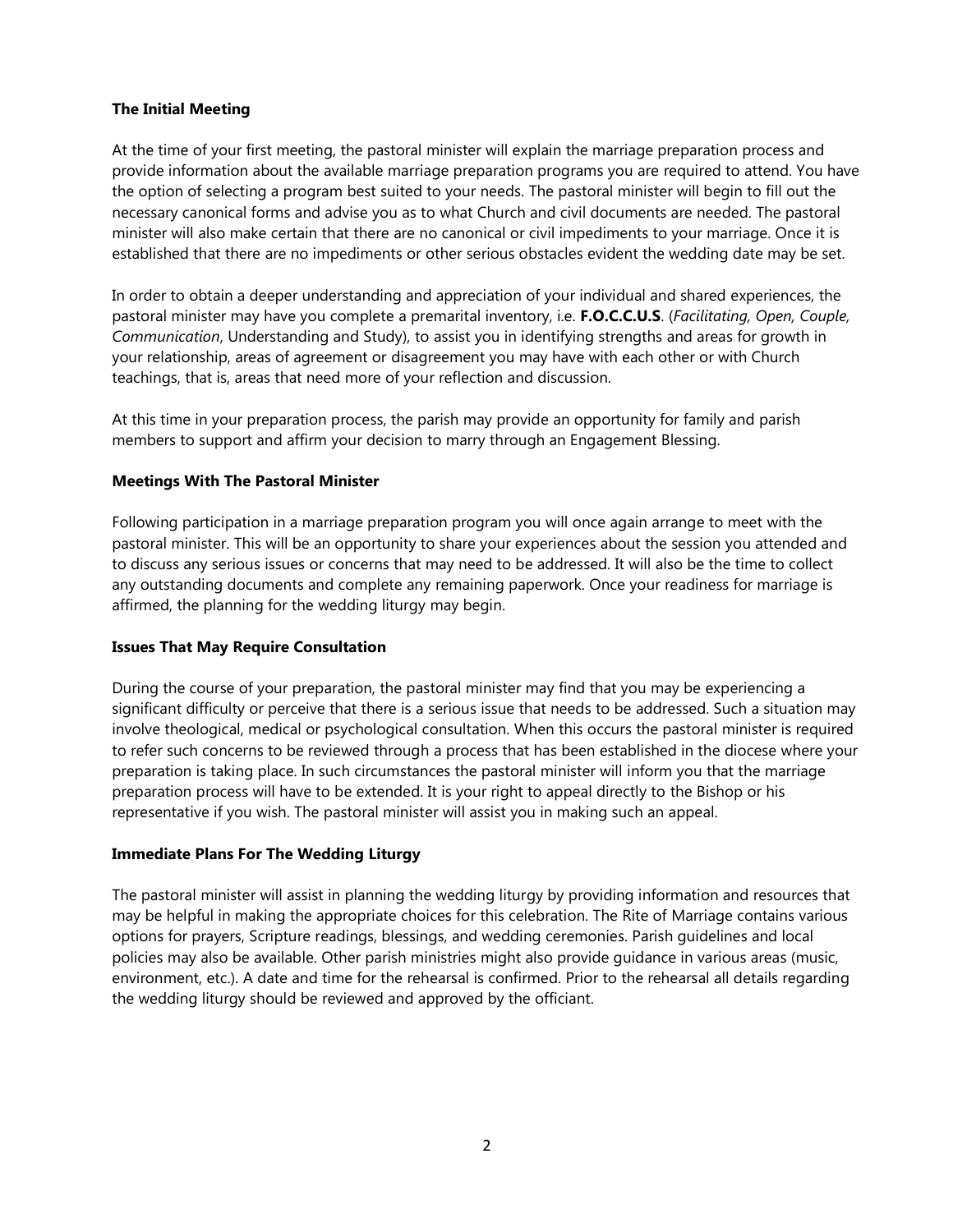**The Initial Meeting**

At the time of your first meeting, the pastoral minister will explain the marriage preparation process and provide information about the available marriage preparation programs you are required to attend. You have the option of selecting a program best suited to your needs. The pastoral minister will begin to fill out the necessary canonical forms and advise you as to what Church and civil documents are needed. The pastoral minister will also make certain that there are no canonical or civil impediments to your marriage. Once it is established that there are no impediments or other serious obstacles evident the wedding date may be set.

In order to obtain a deeper understanding and appreciation of your individual and shared experiences, the pastoral minister may have you complete a premarital inventory, i.e. **F.O.C.C.U.S**. (*Facilitating, Open, Couple, Communication*, Understanding and Study), to assist you in identifying strengths and areas for growth in your relationship, areas of agreement or disagreement you may have with each other or with Church teachings, that is, areas that need more of your reflection and discussion.

At this time in your preparation process, the parish may provide an opportunity for family and parish members to support and affirm your decision to marry through an Engagement Blessing.

**Meetings With The Pastoral Minister**

Following participation in a marriage preparation program you will once again arrange to meet with the pastoral minister. This will be an opportunity to share your experiences about the session you attended and to discuss any serious issues or concerns that may need to be addressed. It will also be the time to collect any outstanding documents and complete any remaining paperwork. Once your readiness for marriage is affirmed, the planning for the wedding liturgy may begin.

**Issues That May Require Consultation**

During the course of your preparation, the pastoral minister may find that you may be experiencing a significant difficulty or perceive that there is a serious issue that needs to be addressed. Such a situation may involve theological, medical or psychological consultation. When this occurs the pastoral minister is required to refer such concerns to be reviewed through a process that has been established in the diocese where your preparation is taking place. In such circumstances the pastoral minister will inform you that the marriage preparation process will have to be extended. It is your right to appeal directly to the Bishop or his representative if you wish. The pastoral minister will assist you in making such an appeal.

**Immediate Plans For The Wedding Liturgy**

The pastoral minister will assist in planning the wedding liturgy by providing information and resources that may be helpful in making the appropriate choices for this celebration. The Rite of Marriage contains various options for prayers, Scripture readings, blessings, and wedding ceremonies. Parish guidelines and local policies may also be available. Other parish ministries might also provide guidance in various areas (music, environment, etc.). A date and time for the rehearsal is confirmed. Prior to the rehearsal all details regarding the wedding liturgy should be reviewed and approved by the officiant.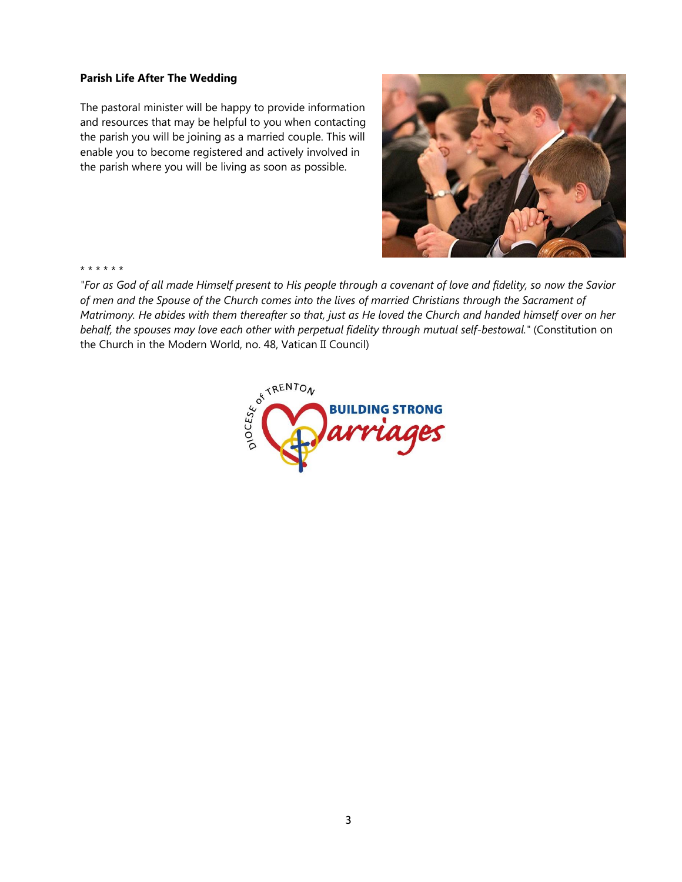**Parish Life After The Wedding**

The pastoral minister will be happy to provide information and resources that may be helpful to you when contacting the parish you will be joining as a married couple. This will enable you to become registered and actively involved in the parish where you will be living as soon as possible.

* * * * * *

*"For as God of all made Himself present to His people through a covenant of love and fidelity, so now the Savior of men and the Spouse of the Church comes into the lives of married Christians through the Sacrament of Matrimony. He abides with them thereafter so that, just as He loved the Church and handed himself over on her behalf, the spouses may love each other with perpetual fidelity through mutual self-bestowal."* (Constitution on the Church in the Modern World, no. 48, Vatican II Council)

DIOCESE of TRENTON
BUILDING STRONG
Marriages